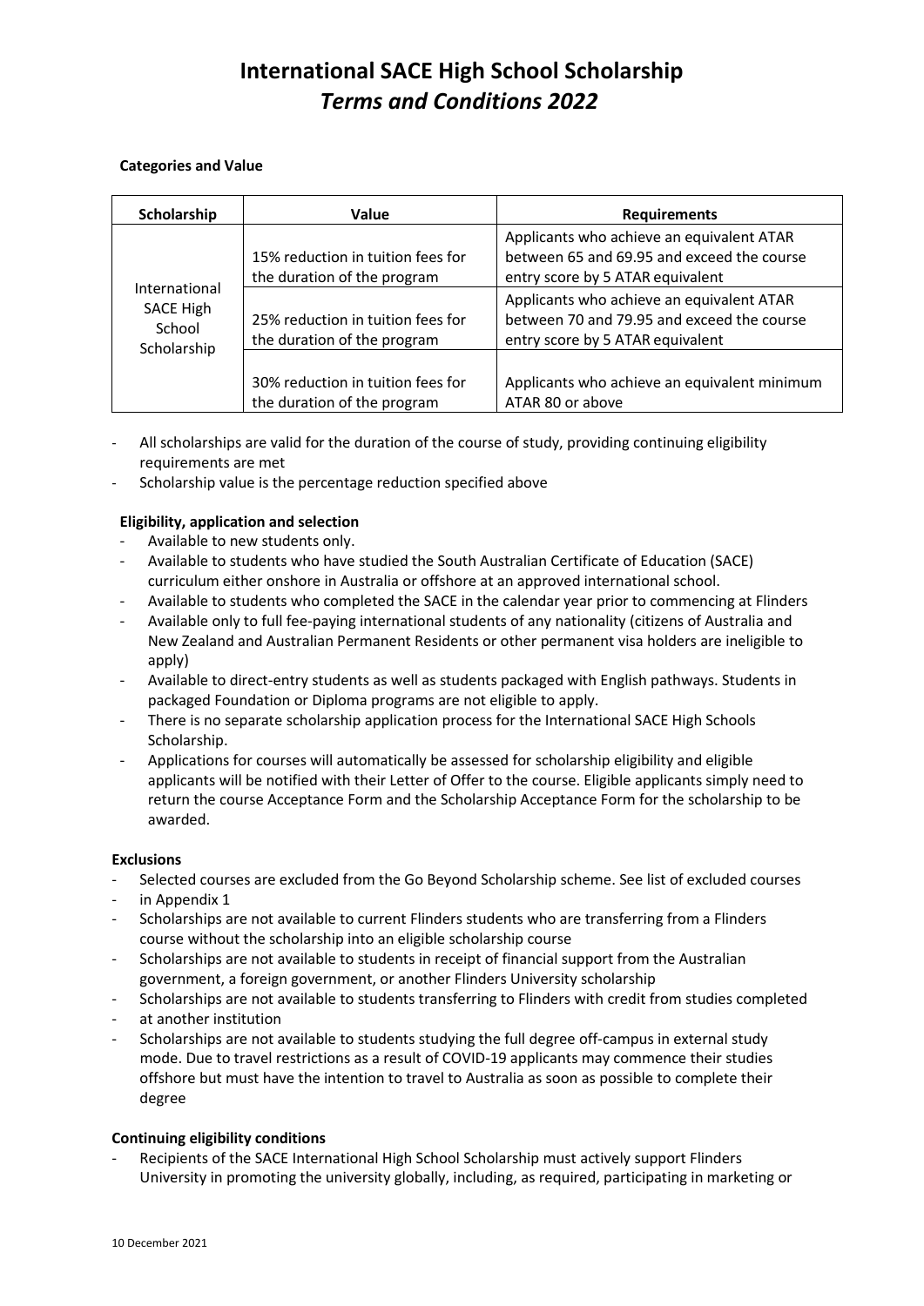# International SACE High School Scholarship
## *Terms and Conditions 2022*

**Categories and Value**

| Scholarship | Value | Requirements |
|---|---|---|
| International SACE High School Scholarship | 15% reduction in tuition fees for the duration of the program | Applicants who achieve an equivalent ATAR between 65 and 69.95 and exceed the course entry score by 5 ATAR equivalent |
| | 25% reduction in tuition fees for the duration of the program | Applicants who achieve an equivalent ATAR between 70 and 79.95 and exceed the course entry score by 5 ATAR equivalent |
| | 30% reduction in tuition fees for the duration of the program | Applicants who achieve an equivalent minimum ATAR 80 or above |

- All scholarships are valid for the duration of the course of study, providing continuing eligibility requirements are met
- Scholarship value is the percentage reduction specified above

**Eligibility, application and selection**

- Available to new students only.
- Available to students who have studied the South Australian Certificate of Education (SACE) curriculum either onshore in Australia or offshore at an approved international school.
- Available to students who completed the SACE in the calendar year prior to commencing at Flinders
- Available only to full fee-paying international students of any nationality (citizens of Australia and New Zealand and Australian Permanent Residents or other permanent visa holders are ineligible to apply)
- Available to direct-entry students as well as students packaged with English pathways. Students in packaged Foundation or Diploma programs are not eligible to apply.
- There is no separate scholarship application process for the International SACE High Schools Scholarship.
- Applications for courses will automatically be assessed for scholarship eligibility and eligible applicants will be notified with their Letter of Offer to the course. Eligible applicants simply need to return the course Acceptance Form and the Scholarship Acceptance Form for the scholarship to be awarded.

**Exclusions**

- Selected courses are excluded from the Go Beyond Scholarship scheme. See list of excluded courses
- in Appendix 1
- Scholarships are not available to current Flinders students who are transferring from a Flinders course without the scholarship into an eligible scholarship course
- Scholarships are not available to students in receipt of financial support from the Australian government, a foreign government, or another Flinders University scholarship
- Scholarships are not available to students transferring to Flinders with credit from studies completed
- at another institution
- Scholarships are not available to students studying the full degree off-campus in external study mode. Due to travel restrictions as a result of COVID-19 applicants may commence their studies offshore but must have the intention to travel to Australia as soon as possible to complete their degree

**Continuing eligibility conditions**

- Recipients of the SACE International High School Scholarship must actively support Flinders University in promoting the university globally, including, as required, participating in marketing or

10 December 2021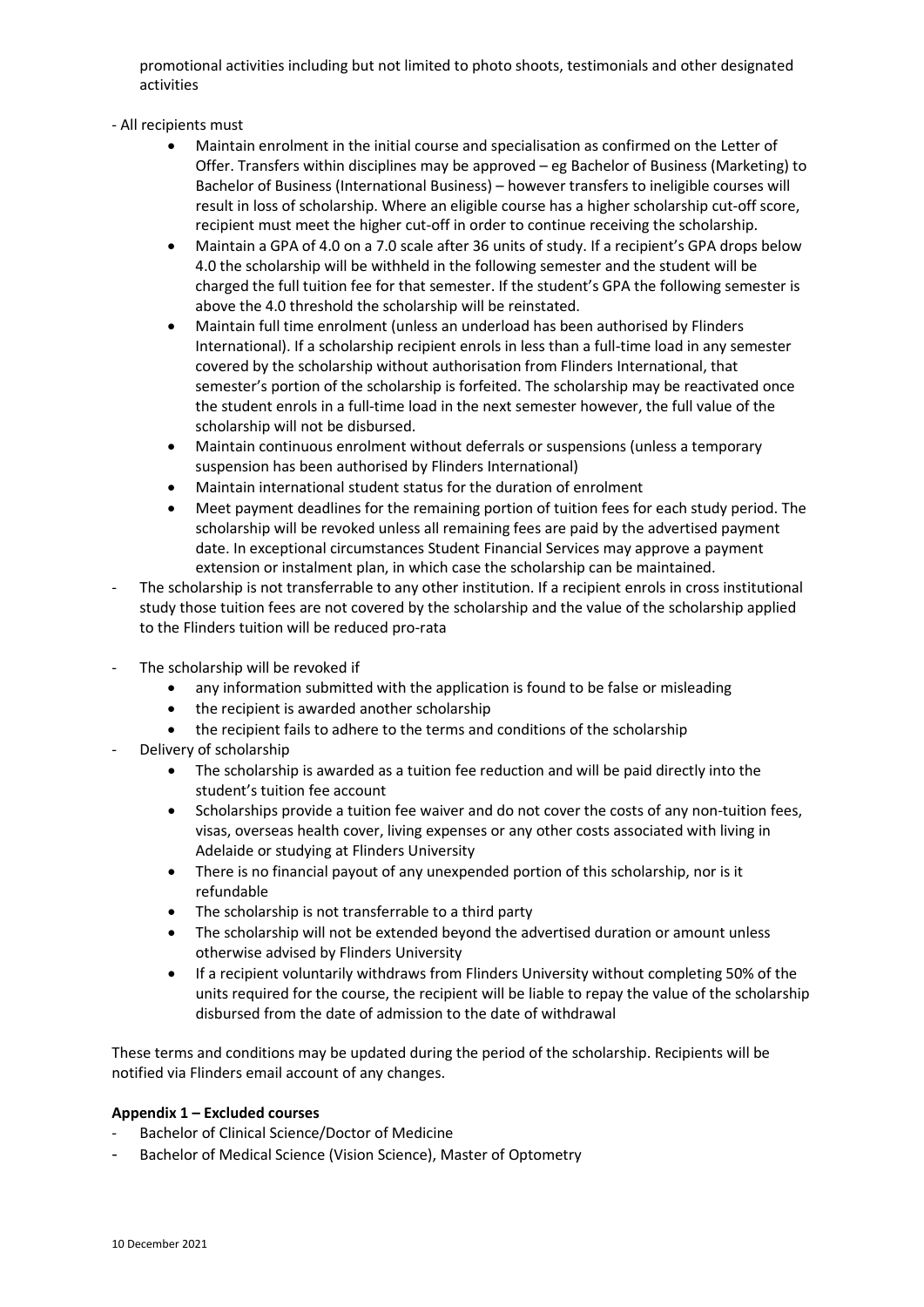promotional activities including but not limited to photo shoots, testimonials and other designated activities

- All recipients must
  - Maintain enrolment in the initial course and specialisation as confirmed on the Letter of Offer. Transfers within disciplines may be approved – eg Bachelor of Business (Marketing) to Bachelor of Business (International Business) – however transfers to ineligible courses will result in loss of scholarship. Where an eligible course has a higher scholarship cut-off score, recipient must meet the higher cut-off in order to continue receiving the scholarship.
  - Maintain a GPA of 4.0 on a 7.0 scale after 36 units of study. If a recipient's GPA drops below 4.0 the scholarship will be withheld in the following semester and the student will be charged the full tuition fee for that semester. If the student's GPA the following semester is above the 4.0 threshold the scholarship will be reinstated.
  - Maintain full time enrolment (unless an underload has been authorised by Flinders International). If a scholarship recipient enrols in less than a full-time load in any semester covered by the scholarship without authorisation from Flinders International, that semester's portion of the scholarship is forfeited. The scholarship may be reactivated once the student enrols in a full-time load in the next semester however, the full value of the scholarship will not be disbursed.
  - Maintain continuous enrolment without deferrals or suspensions (unless a temporary suspension has been authorised by Flinders International)
  - Maintain international student status for the duration of enrolment
  - Meet payment deadlines for the remaining portion of tuition fees for each study period. The scholarship will be revoked unless all remaining fees are paid by the advertised payment date. In exceptional circumstances Student Financial Services may approve a payment extension or instalment plan, in which case the scholarship can be maintained.
- The scholarship is not transferrable to any other institution. If a recipient enrols in cross institutional study those tuition fees are not covered by the scholarship and the value of the scholarship applied to the Flinders tuition will be reduced pro-rata
- The scholarship will be revoked if
  - any information submitted with the application is found to be false or misleading
  - the recipient is awarded another scholarship
  - the recipient fails to adhere to the terms and conditions of the scholarship
- Delivery of scholarship
  - The scholarship is awarded as a tuition fee reduction and will be paid directly into the student's tuition fee account
  - Scholarships provide a tuition fee waiver and do not cover the costs of any non-tuition fees, visas, overseas health cover, living expenses or any other costs associated with living in Adelaide or studying at Flinders University
  - There is no financial payout of any unexpended portion of this scholarship, nor is it refundable
  - The scholarship is not transferrable to a third party
  - The scholarship will not be extended beyond the advertised duration or amount unless otherwise advised by Flinders University
  - If a recipient voluntarily withdraws from Flinders University without completing 50% of the units required for the course, the recipient will be liable to repay the value of the scholarship disbursed from the date of admission to the date of withdrawal

These terms and conditions may be updated during the period of the scholarship. Recipients will be notified via Flinders email account of any changes.

**Appendix 1 – Excluded courses**

- Bachelor of Clinical Science/Doctor of Medicine
- Bachelor of Medical Science (Vision Science), Master of Optometry

10 December 2021